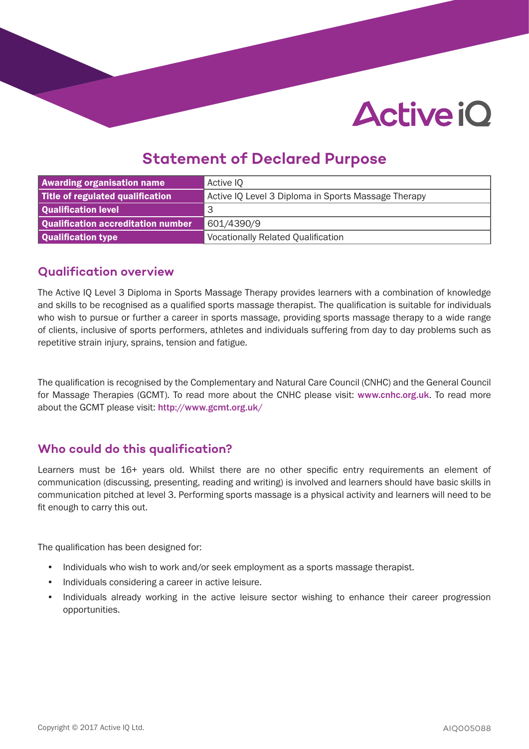# Statement of Declared Purpose

| Awarding organisation name | Active IQ |
|---|---|
| Title of regulated qualification | Active IQ Level 3 Diploma in Sports Massage Therapy |
| Qualification level | 3 |
| Qualification accreditation number | 601/4390/9 |
| Qualification type | Vocationally Related Qualification |

## Qualification overview

The Active IQ Level 3 Diploma in Sports Massage Therapy provides learners with a combination of knowledge and skills to be recognised as a qualified sports massage therapist. The qualification is suitable for individuals who wish to pursue or further a career in sports massage, providing sports massage therapy to a wide range of clients, inclusive of sports performers, athletes and individuals suffering from day to day problems such as repetitive strain injury, sprains, tension and fatigue.

The qualification is recognised by the Complementary and Natural Care Council (CNHC) and the General Council for Massage Therapies (GCMT). To read more about the CNHC please visit: www.cnhc.org.uk. To read more about the GCMT please visit: http://www.gcmt.org.uk/

## Who could do this qualification?

Learners must be 16+ years old. Whilst there are no other specific entry requirements an element of communication (discussing, presenting, reading and writing) is involved and learners should have basic skills in communication pitched at level 3. Performing sports massage is a physical activity and learners will need to be fit enough to carry this out.

The qualification has been designed for:

- Individuals who wish to work and/or seek employment as a sports massage therapist.
- Individuals considering a career in active leisure.
- Individuals already working in the active leisure sector wishing to enhance their career progression opportunities.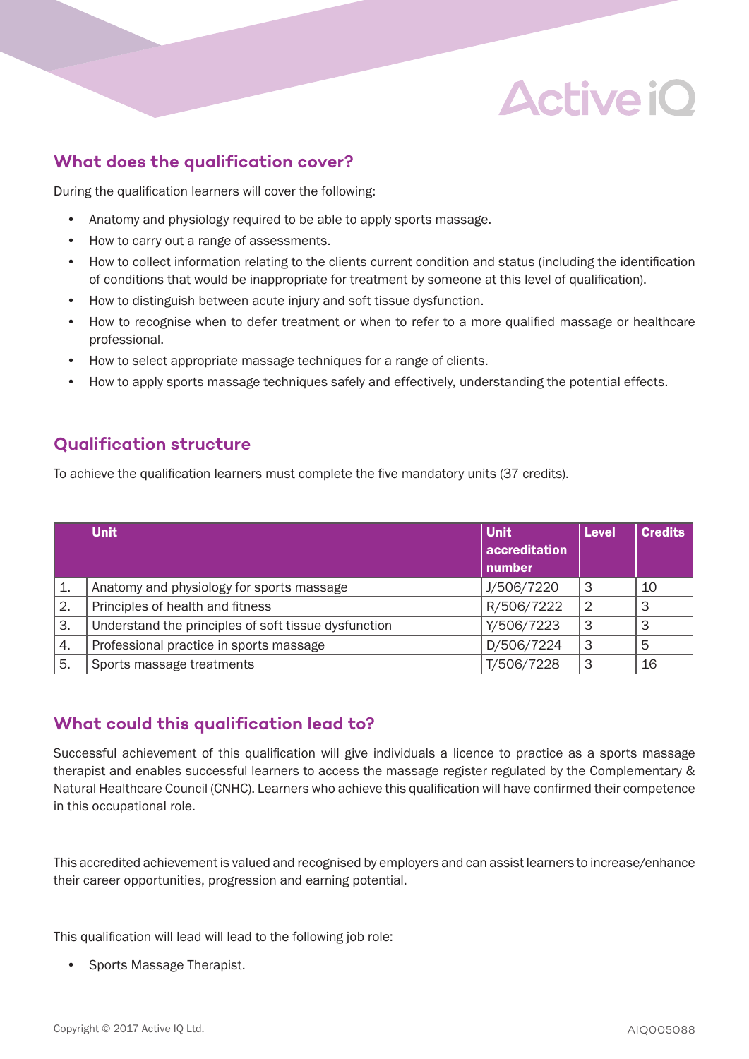## What does the qualification cover?

During the qualification learners will cover the following:

- Anatomy and physiology required to be able to apply sports massage.
- How to carry out a range of assessments.
- How to collect information relating to the clients current condition and status (including the identification of conditions that would be inappropriate for treatment by someone at this level of qualification).
- How to distinguish between acute injury and soft tissue dysfunction.
- How to recognise when to defer treatment or when to refer to a more qualified massage or healthcare professional.
- How to select appropriate massage techniques for a range of clients.
- How to apply sports massage techniques safely and effectively, understanding the potential effects.

## Qualification structure

To achieve the qualification learners must complete the five mandatory units (37 credits).

| | Unit | Unit accreditation number | Level | Credits |
|---|---|---|---|---|
| 1. | Anatomy and physiology for sports massage | J/506/7220 | 3 | 10 |
| 2. | Principles of health and fitness | R/506/7222 | 2 | 3 |
| 3. | Understand the principles of soft tissue dysfunction | Y/506/7223 | 3 | 3 |
| 4. | Professional practice in sports massage | D/506/7224 | 3 | 5 |
| 5. | Sports massage treatments | T/506/7228 | 3 | 16 |

## What could this qualification lead to?

Successful achievement of this qualification will give individuals a licence to practice as a sports massage therapist and enables successful learners to access the massage register regulated by the Complementary & Natural Healthcare Council (CNHC). Learners who achieve this qualification will have confirmed their competence in this occupational role.

This accredited achievement is valued and recognised by employers and can assist learners to increase/enhance their career opportunities, progression and earning potential.

This qualification will lead will lead to the following job role:

- Sports Massage Therapist.

Copyright © 2017 Active IQ Ltd.

AIQ005088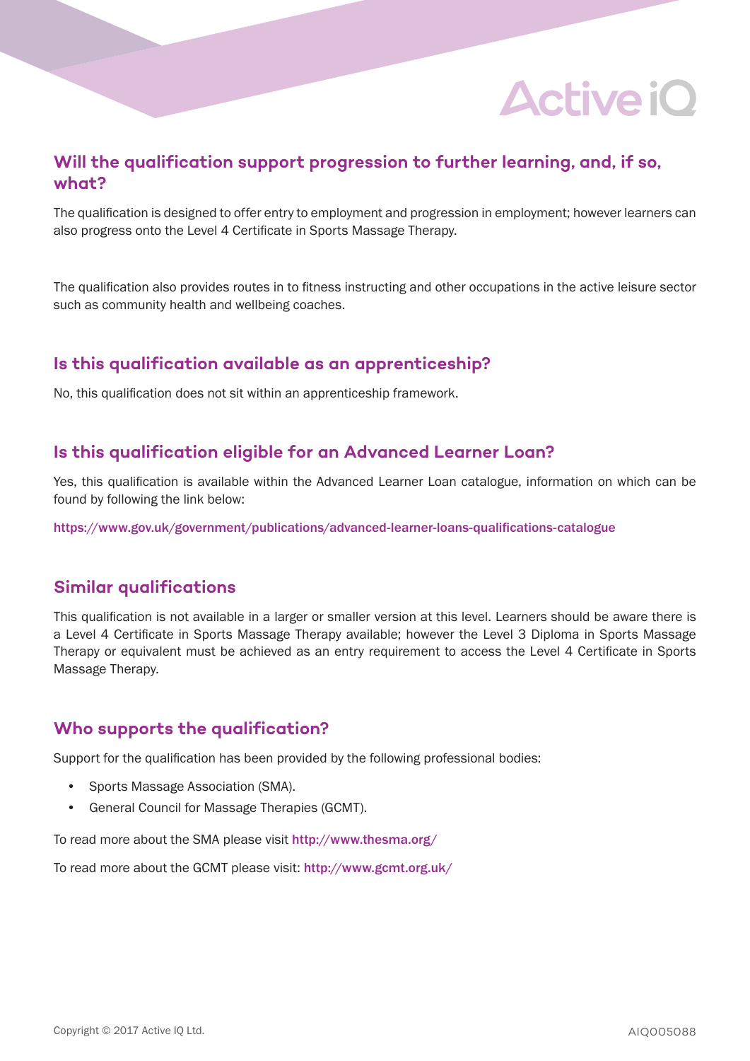## Will the qualification support progression to further learning, and, if so, what?

The qualification is designed to offer entry to employment and progression in employment; however learners can also progress onto the Level 4 Certificate in Sports Massage Therapy.

The qualification also provides routes in to fitness instructing and other occupations in the active leisure sector such as community health and wellbeing coaches.

## Is this qualification available as an apprenticeship?

No, this qualification does not sit within an apprenticeship framework.

## Is this qualification eligible for an Advanced Learner Loan?

Yes, this qualification is available within the Advanced Learner Loan catalogue, information on which can be found by following the link below:

https://www.gov.uk/government/publications/advanced-learner-loans-qualifications-catalogue

## Similar qualifications

This qualification is not available in a larger or smaller version at this level. Learners should be aware there is a Level 4 Certificate in Sports Massage Therapy available; however the Level 3 Diploma in Sports Massage Therapy or equivalent must be achieved as an entry requirement to access the Level 4 Certificate in Sports Massage Therapy.

## Who supports the qualification?

Support for the qualification has been provided by the following professional bodies:

- Sports Massage Association (SMA).
- General Council for Massage Therapies (GCMT).

To read more about the SMA please visit http://www.thesma.org/

To read more about the GCMT please visit: http://www.gcmt.org.uk/

Copyright © 2017 Active IQ Ltd.

AIQ005088